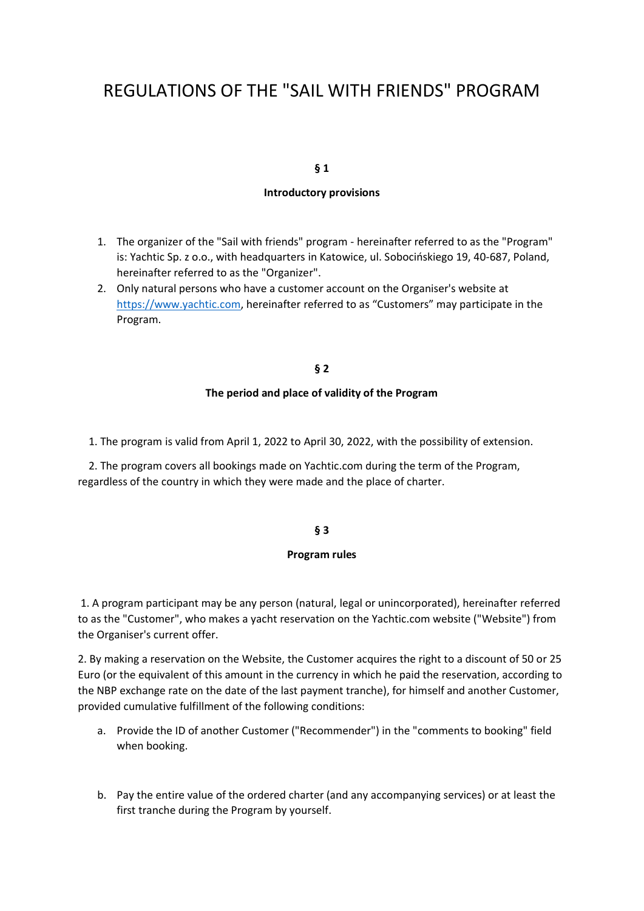# REGULATIONS OF THE "SAIL WITH FRIENDS" PROGRAM

**§ 1**

**Introductory provisions**

1. The organizer of the "Sail with friends" program - hereinafter referred to as the "Program" is: Yachtic Sp. z o.o., with headquarters in Katowice, ul. Sobocińskiego 19, 40-687, Poland, hereinafter referred to as the "Organizer".
2. Only natural persons who have a customer account on the Organiser's website at https://www.yachtic.com, hereinafter referred to as "Customers" may participate in the Program.

**§ 2**

**The period and place of validity of the Program**

1. The program is valid from April 1, 2022 to April 30, 2022, with the possibility of extension.

2. The program covers all bookings made on Yachtic.com during the term of the Program, regardless of the country in which they were made and the place of charter.

**§ 3**

**Program rules**

1. A program participant may be any person (natural, legal or unincorporated), hereinafter referred to as the "Customer", who makes a yacht reservation on the Yachtic.com website ("Website") from the Organiser's current offer.

2. By making a reservation on the Website, the Customer acquires the right to a discount of 50 or 25 Euro (or the equivalent of this amount in the currency in which he paid the reservation, according to the NBP exchange rate on the date of the last payment tranche), for himself and another Customer, provided cumulative fulfillment of the following conditions:

a. Provide the ID of another Customer ("Recommender") in the "comments to booking" field when booking.

b. Pay the entire value of the ordered charter (and any accompanying services) or at least the first tranche during the Program by yourself.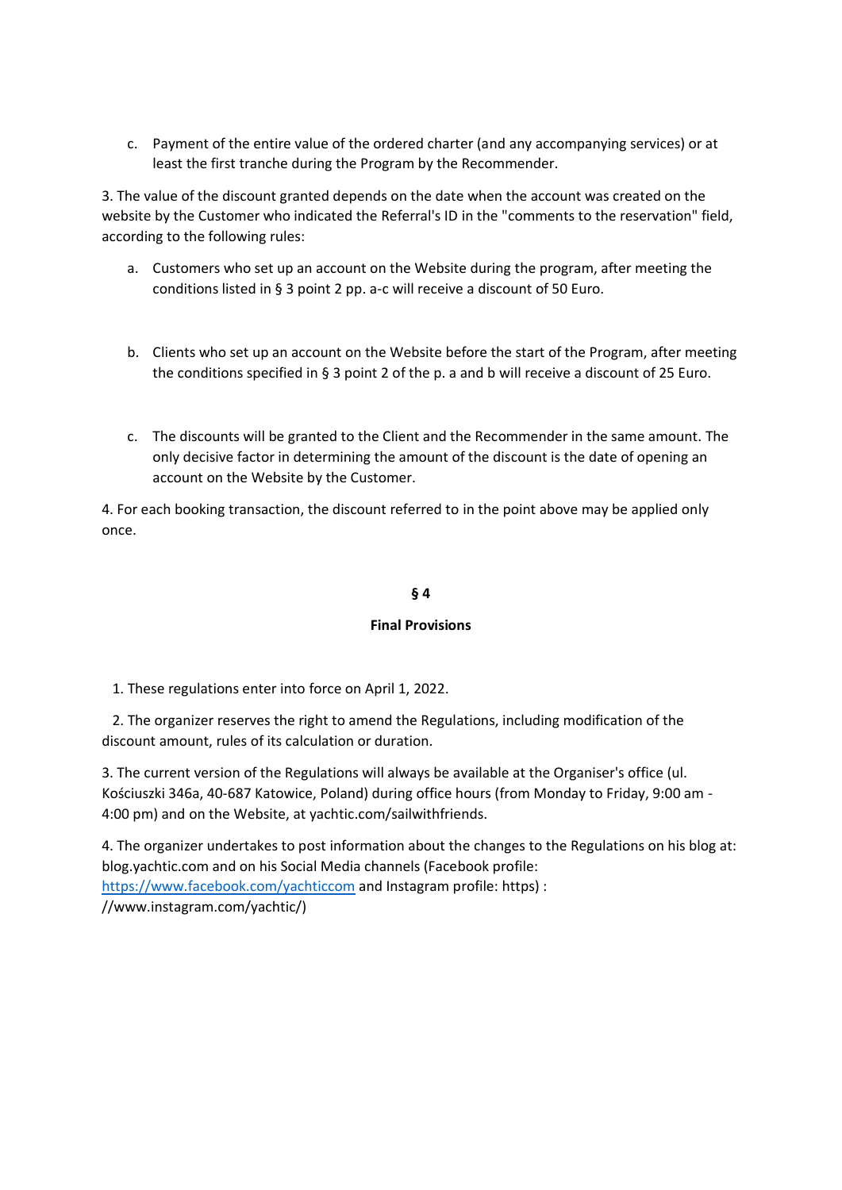c. Payment of the entire value of the ordered charter (and any accompanying services) or at least the first tranche during the Program by the Recommender.

3. The value of the discount granted depends on the date when the account was created on the website by the Customer who indicated the Referral's ID in the "comments to the reservation" field, according to the following rules:

a. Customers who set up an account on the Website during the program, after meeting the conditions listed in § 3 point 2 pp. a-c will receive a discount of 50 Euro.

b. Clients who set up an account on the Website before the start of the Program, after meeting the conditions specified in § 3 point 2 of the p. a and b will receive a discount of 25 Euro.

c. The discounts will be granted to the Client and the Recommender in the same amount. The only decisive factor in determining the amount of the discount is the date of opening an account on the Website by the Customer.

4. For each booking transaction, the discount referred to in the point above may be applied only once.

**§ 4**

**Final Provisions**

1. These regulations enter into force on April 1, 2022.

2. The organizer reserves the right to amend the Regulations, including modification of the discount amount, rules of its calculation or duration.

3. The current version of the Regulations will always be available at the Organiser's office (ul. Kościuszki 346a, 40-687 Katowice, Poland) during office hours (from Monday to Friday, 9:00 am - 4:00 pm) and on the Website, at yachtic.com/sailwithfriends.

4. The organizer undertakes to post information about the changes to the Regulations on his blog at: blog.yachtic.com and on his Social Media channels (Facebook profile: [https://www.facebook.com/yachticcom](https://www.facebook.com/yachticcom) and Instagram profile: https) : //www.instagram.com/yachtic/)